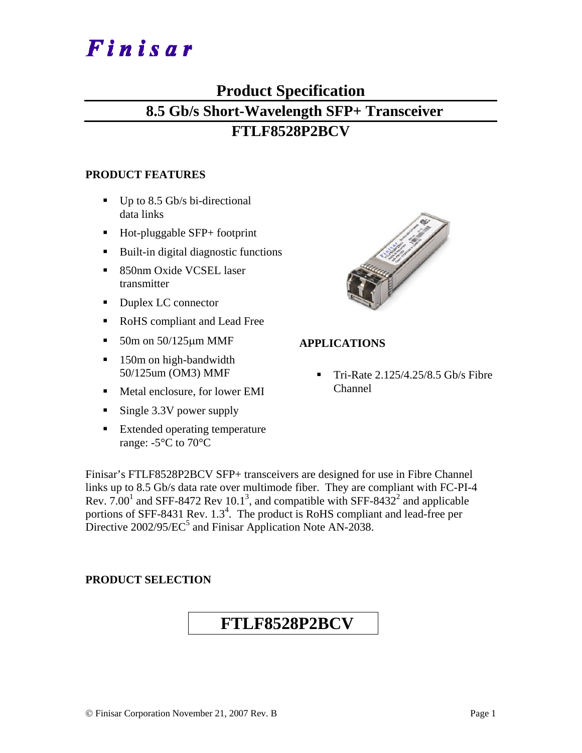# Finisar

## Product Specification

## 8.5 Gb/s Short-Wavelength SFP+ Transceiver

## FTLF8528P2BCV

### PRODUCT FEATURES

- Up to 8.5 Gb/s bi-directional data links
- Hot-pluggable SFP+ footprint
- Built-in digital diagnostic functions
- 850nm Oxide VCSEL laser transmitter
- Duplex LC connector
- RoHS compliant and Lead Free
- 50m on 50/125μm MMF
- 150m on high-bandwidth 50/125um (OM3) MMF
- Metal enclosure, for lower EMI
- Single 3.3V power supply
- Extended operating temperature range: -5°C to 70°C

### APPLICATIONS

- Tri-Rate 2.125/4.25/8.5 Gb/s Fibre Channel

Finisar's FTLF8528P2BCV SFP+ transceivers are designed for use in Fibre Channel links up to 8.5 Gb/s data rate over multimode fiber. They are compliant with FC-PI-4 Rev. 7.00[1] and SFF-8472 Rev 10.1[3], and compatible with SFF-8432[2] and applicable portions of SFF-8431 Rev. 1.3[4]. The product is RoHS compliant and lead-free per Directive 2002/95/EC[5] and Finisar Application Note AN-2038.

### PRODUCT SELECTION

| FTLF8528P2BCV |
|---|

© Finisar Corporation November 21, 2007 Rev. B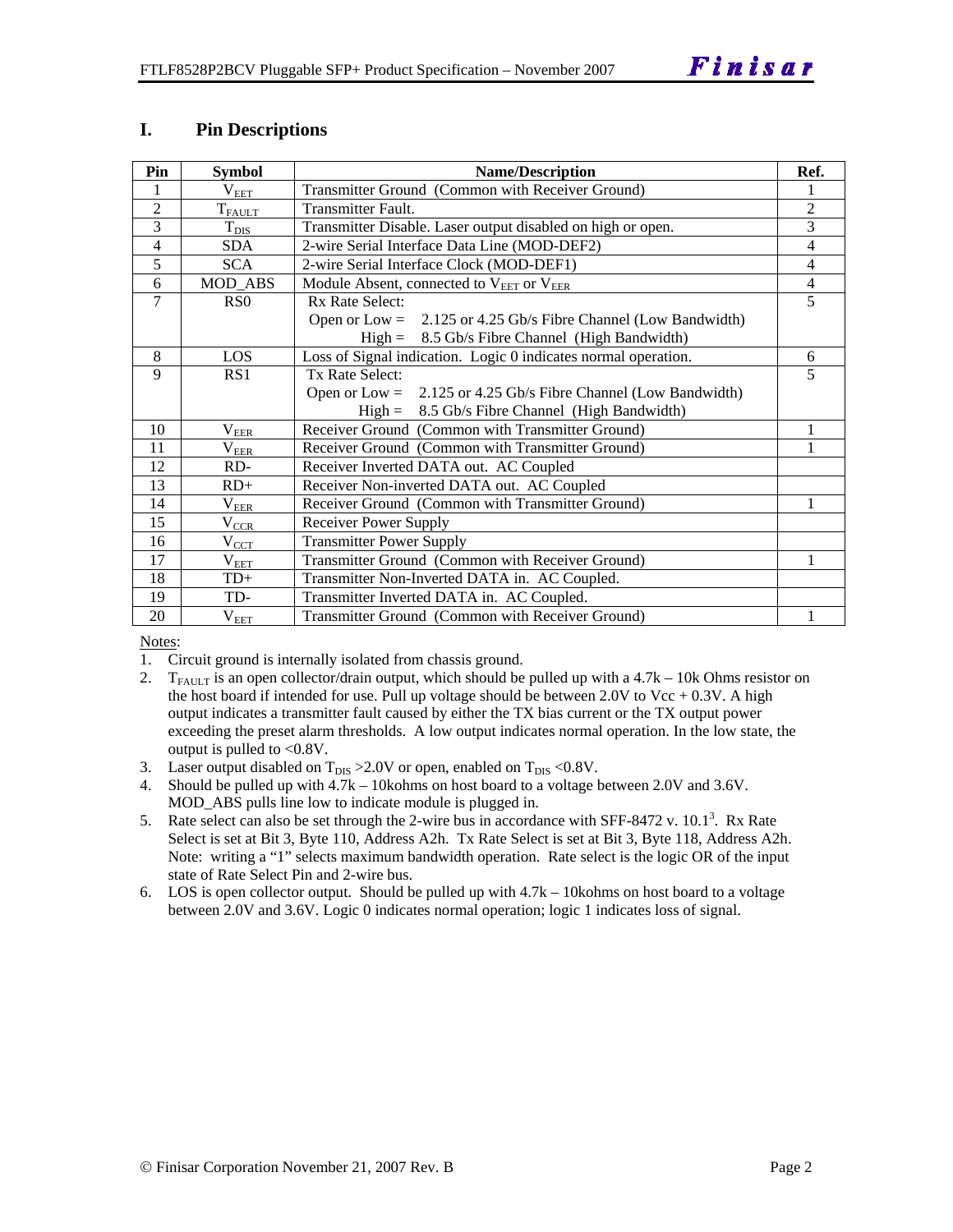## I. Pin Descriptions

| Pin | Symbol | Name/Description | Ref. |
|---|---|---|---|
| 1 | $V_{EET}$ | Transmitter Ground (Common with Receiver Ground) | 1 |
| 2 | $T_{FAULT}$ | Transmitter Fault. | 2 |
| 3 | $T_{DIS}$ | Transmitter Disable. Laser output disabled on high or open. | 3 |
| 4 | SDA | 2-wire Serial Interface Data Line (MOD-DEF2) | 4 |
| 5 | SCA | 2-wire Serial Interface Clock (MOD-DEF1) | 4 |
| 6 | MOD_ABS | Module Absent, connected to $V_{EET}$ or $V_{EER}$ | 4 |
| 7 | RS0 | Rx Rate Select:<br>Open or Low = 2.125 or 4.25 Gb/s Fibre Channel (Low Bandwidth)<br>High = 8.5 Gb/s Fibre Channel (High Bandwidth) | 5 |
| 8 | LOS | Loss of Signal indication. Logic 0 indicates normal operation. | 6 |
| 9 | RS1 | Tx Rate Select:<br>Open or Low = 2.125 or 4.25 Gb/s Fibre Channel (Low Bandwidth)<br>High = 8.5 Gb/s Fibre Channel (High Bandwidth) | 5 |
| 10 | $V_{EER}$ | Receiver Ground (Common with Transmitter Ground) | 1 |
| 11 | $V_{EER}$ | Receiver Ground (Common with Transmitter Ground) | 1 |
| 12 | RD- | Receiver Inverted DATA out. AC Coupled | |
| 13 | RD+ | Receiver Non-inverted DATA out. AC Coupled | |
| 14 | $V_{EER}$ | Receiver Ground (Common with Transmitter Ground) | 1 |
| 15 | $V_{CCR}$ | Receiver Power Supply | |
| 16 | $V_{CCT}$ | Transmitter Power Supply | |
| 17 | $V_{EET}$ | Transmitter Ground (Common with Receiver Ground) | 1 |
| 18 | TD+ | Transmitter Non-Inverted DATA in. AC Coupled. | |
| 19 | TD- | Transmitter Inverted DATA in. AC Coupled. | |
| 20 | $V_{EET}$ | Transmitter Ground (Common with Receiver Ground) | 1 |

Notes:

1. Circuit ground is internally isolated from chassis ground.
2. $T_{FAULT}$ is an open collector/drain output, which should be pulled up with a 4.7k – 10k Ohms resistor on the host board if intended for use. Pull up voltage should be between 2.0V to Vcc + 0.3V. A high output indicates a transmitter fault caused by either the TX bias current or the TX output power exceeding the preset alarm thresholds. A low output indicates normal operation. In the low state, the output is pulled to <0.8V.
3. Laser output disabled on $T_{DIS}$ >2.0V or open, enabled on $T_{DIS}$ <0.8V.
4. Should be pulled up with 4.7k – 10kohms on host board to a voltage between 2.0V and 3.6V. MOD_ABS pulls line low to indicate module is plugged in.
5. Rate select can also be set through the 2-wire bus in accordance with SFF-8472 v. 10.1[3]. Rx Rate Select is set at Bit 3, Byte 110, Address A2h. Tx Rate Select is set at Bit 3, Byte 118, Address A2h. Note: writing a "1" selects maximum bandwidth operation. Rate select is the logic OR of the input state of Rate Select Pin and 2-wire bus.
6. LOS is open collector output. Should be pulled up with 4.7k – 10kohms on host board to a voltage between 2.0V and 3.6V. Logic 0 indicates normal operation; logic 1 indicates loss of signal.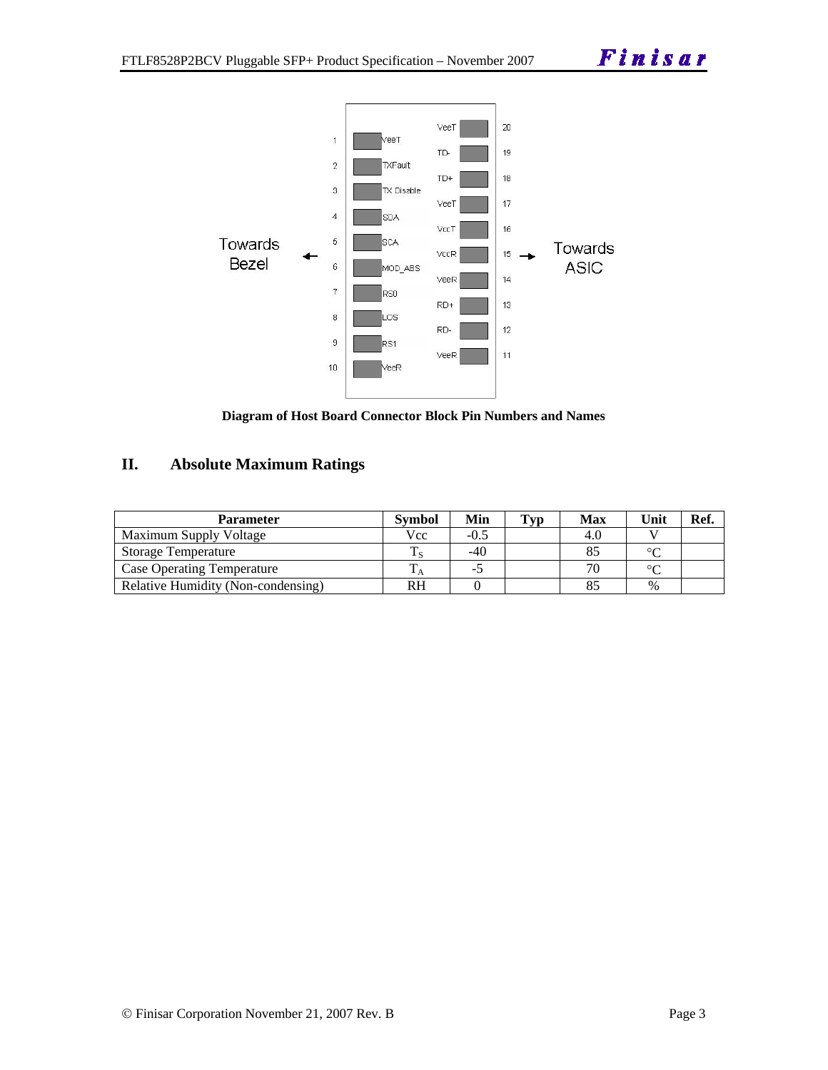Towards Bezel ← | 1 VeeT | 2 TXFault | 3 TX Disable | 4 SDA | 5 SCA | 6 MOD_ABS | 7 RS0 | 8 LOS | 9 RS1 | 10 VeeR

20 VeeT | 19 TD- | 18 TD+ | 17 VeeT | 16 VccT | 15 VccR | 14 VeeR | 13 RD+ | 12 RD- | 11 VeeR | → Towards ASIC

**Diagram of Host Board Connector Block Pin Numbers and Names**

## II. Absolute Maximum Ratings

| Parameter | Symbol | Min | Typ | Max | Unit | Ref. |
|---|---|---|---|---|---|---|
| Maximum Supply Voltage | Vcc | -0.5 | | 4.0 | V | |
| Storage Temperature | $T_S$ | -40 | | 85 | °C | |
| Case Operating Temperature | $T_A$ | -5 | | 70 | °C | |
| Relative Humidity (Non-condensing) | RH | 0 | | 85 | % | |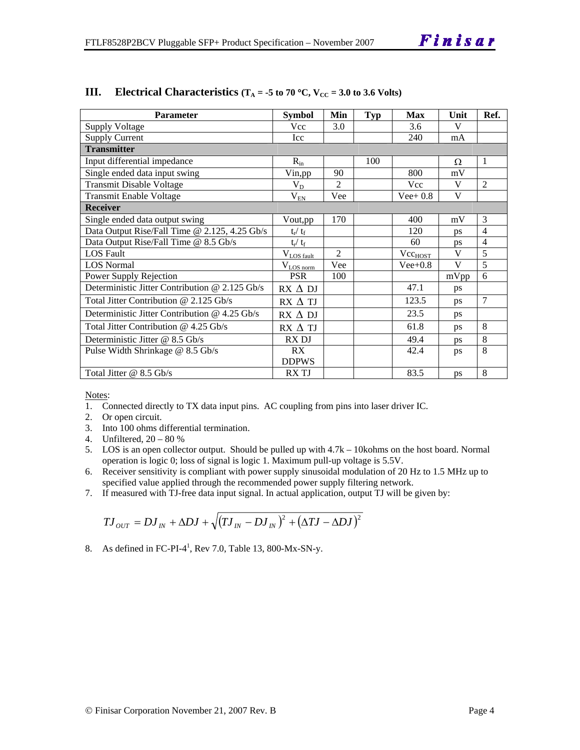## III. Electrical Characteristics ($T_A$ = -5 to 70 °C, $V_{CC}$ = 3.0 to 3.6 Volts)

| Parameter | Symbol | Min | Typ | Max | Unit | Ref. |
|---|---|---|---|---|---|---|
| Supply Voltage | Vcc | 3.0 | | 3.6 | V | |
| Supply Current | Icc | | | 240 | mA | |
| **Transmitter** | | | | | | |
| Input differential impedance | $R_{in}$ | | 100 | | Ω | 1 |
| Single ended data input swing | Vin,pp | 90 | | 800 | mV | |
| Transmit Disable Voltage | $V_D$ | 2 | | Vcc | V | 2 |
| Transmit Enable Voltage | $V_{EN}$ | Vee | | Vee+ 0.8 | V | |
| **Receiver** | | | | | | |
| Single ended data output swing | Vout,pp | 170 | | 400 | mV | 3 |
| Data Output Rise/Fall Time @ 2.125, 4.25 Gb/s | $t_r$/ $t_f$ | | | 120 | ps | 4 |
| Data Output Rise/Fall Time @ 8.5 Gb/s | $t_r$/ $t_f$ | | | 60 | ps | 4 |
| LOS Fault | $V_{LOS\ fault}$ | 2 | | $Vcc_{HOST}$ | V | 5 |
| LOS Normal | $V_{LOS\ norm}$ | Vee | | Vee+0.8 | V | 5 |
| Power Supply Rejection | PSR | 100 | | | mVpp | 6 |
| Deterministic Jitter Contribution @ 2.125 Gb/s | RX Δ DJ | | | 47.1 | ps | |
| Total Jitter Contribution @ 2.125 Gb/s | RX Δ TJ | | | 123.5 | ps | 7 |
| Deterministic Jitter Contribution @ 4.25 Gb/s | RX Δ DJ | | | 23.5 | ps | |
| Total Jitter Contribution @ 4.25 Gb/s | RX Δ TJ | | | 61.8 | ps | 8 |
| Deterministic Jitter @ 8.5 Gb/s | RX DJ | | | 49.4 | ps | 8 |
| Pulse Width Shrinkage @ 8.5 Gb/s | RX DDPWS | | | 42.4 | ps | 8 |
| Total Jitter @ 8.5 Gb/s | RX TJ | | | 83.5 | ps | 8 |

Notes:

1. Connected directly to TX data input pins. AC coupling from pins into laser driver IC.
2. Or open circuit.
3. Into 100 ohms differential termination.
4. Unfiltered, 20 – 80 %
5. LOS is an open collector output. Should be pulled up with 4.7k – 10kohms on the host board. Normal operation is logic 0; loss of signal is logic 1. Maximum pull-up voltage is 5.5V.
6. Receiver sensitivity is compliant with power supply sinusoidal modulation of 20 Hz to 1.5 MHz up to specified value applied through the recommended power supply filtering network.
7. If measured with TJ-free data input signal. In actual application, output TJ will be given by:

$$TJ_{OUT} = DJ_{IN} + \Delta DJ + \sqrt{\left(TJ_{IN} - DJ_{IN}\right)^2 + \left(\Delta TJ - \Delta DJ\right)^2}$$

8. As defined in FC-PI-4[1], Rev 7.0, Table 13, 800-Mx-SN-y.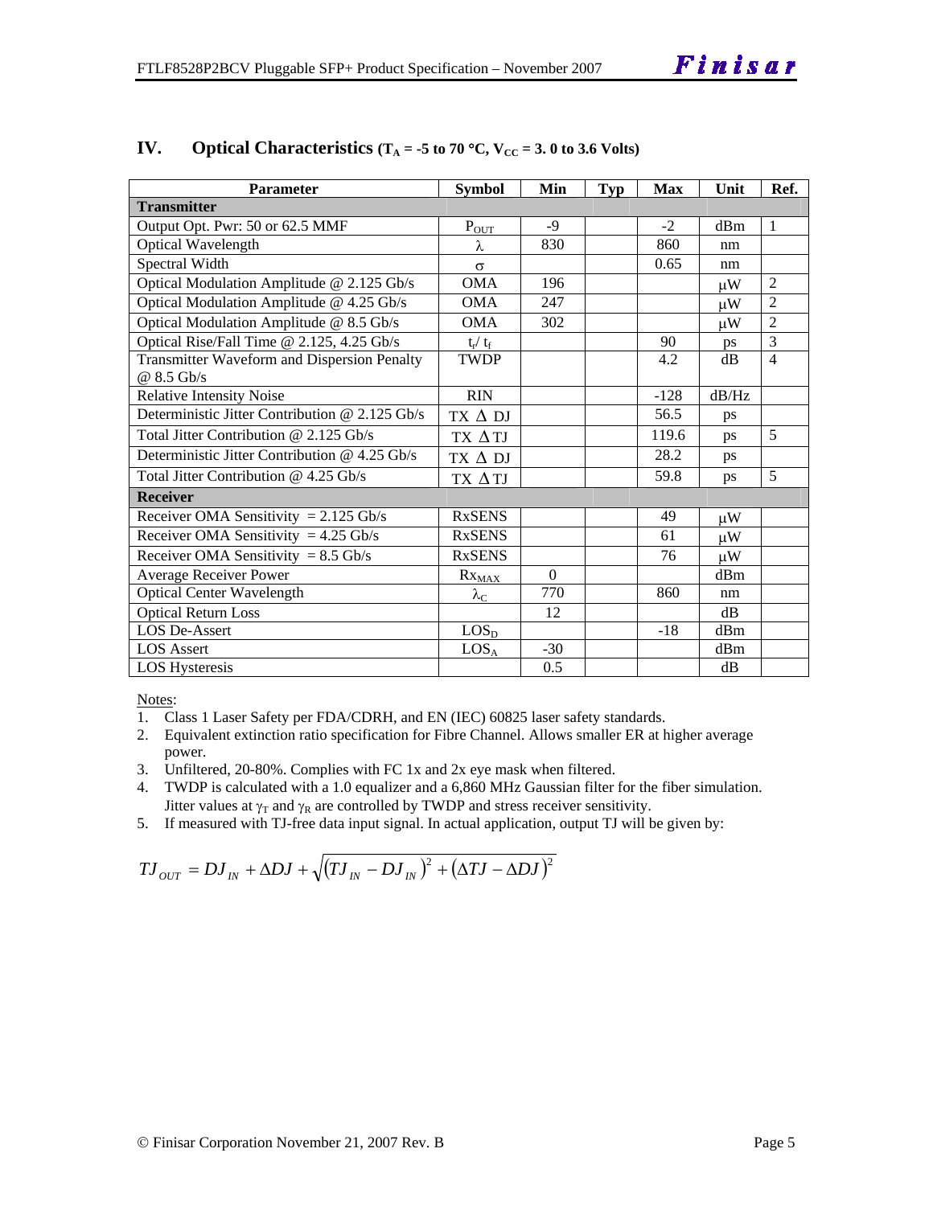## IV. Optical Characteristics ($T_A$ = -5 to 70 °C, $V_{CC}$ = 3. 0 to 3.6 Volts)

| Parameter | Symbol | Min | Typ | Max | Unit | Ref. |
|---|---|---|---|---|---|---|
| **Transmitter** | | | | | | |
| Output Opt. Pwr: 50 or 62.5 MMF | $P_{OUT}$ | -9 | | -2 | dBm | 1 |
| Optical Wavelength | $\lambda$ | 830 | | 860 | nm | |
| Spectral Width | $\sigma$ | | | 0.65 | nm | |
| Optical Modulation Amplitude @ 2.125 Gb/s | OMA | 196 | | | μW | 2 |
| Optical Modulation Amplitude @ 4.25 Gb/s | OMA | 247 | | | μW | 2 |
| Optical Modulation Amplitude @ 8.5 Gb/s | OMA | 302 | | | μW | 2 |
| Optical Rise/Fall Time @ 2.125, 4.25 Gb/s | $t_r$/ $t_f$ | | | 90 | ps | 3 |
| Transmitter Waveform and Dispersion Penalty @ 8.5 Gb/s | TWDP | | | 4.2 | dB | 4 |
| Relative Intensity Noise | RIN | | | -128 | dB/Hz | |
| Deterministic Jitter Contribution @ 2.125 Gb/s | TX Δ DJ | | | 56.5 | ps | |
| Total Jitter Contribution @ 2.125 Gb/s | TX Δ TJ | | | 119.6 | ps | 5 |
| Deterministic Jitter Contribution @ 4.25 Gb/s | TX Δ DJ | | | 28.2 | ps | |
| Total Jitter Contribution @ 4.25 Gb/s | TX Δ TJ | | | 59.8 | ps | 5 |
| **Receiver** | | | | | | |
| Receiver OMA Sensitivity = 2.125 Gb/s | RxSENS | | | 49 | μW | |
| Receiver OMA Sensitivity = 4.25 Gb/s | RxSENS | | | 61 | μW | |
| Receiver OMA Sensitivity = 8.5 Gb/s | RxSENS | | | 76 | μW | |
| Average Receiver Power | $Rx_{MAX}$ | 0 | | | dBm | |
| Optical Center Wavelength | $\lambda_C$ | 770 | | 860 | nm | |
| Optical Return Loss | | 12 | | | dB | |
| LOS De-Assert | $LOS_D$ | | | -18 | dBm | |
| LOS Assert | $LOS_A$ | -30 | | | dBm | |
| LOS Hysteresis | | 0.5 | | | dB | |

Notes:

1. Class 1 Laser Safety per FDA/CDRH, and EN (IEC) 60825 laser safety standards.
2. Equivalent extinction ratio specification for Fibre Channel. Allows smaller ER at higher average power.
3. Unfiltered, 20-80%. Complies with FC 1x and 2x eye mask when filtered.
4. TWDP is calculated with a 1.0 equalizer and a 6,860 MHz Gaussian filter for the fiber simulation. Jitter values at $\gamma_T$ and $\gamma_R$ are controlled by TWDP and stress receiver sensitivity.
5. If measured with TJ-free data input signal. In actual application, output TJ will be given by:

$$TJ_{OUT} = DJ_{IN} + \Delta DJ + \sqrt{(TJ_{IN} - DJ_{IN})^2 + (\Delta TJ - \Delta DJ)^2}$$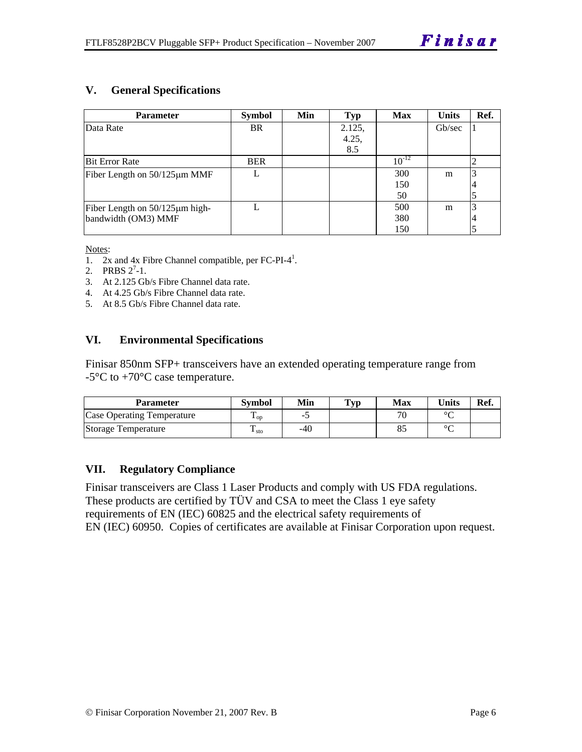## V. General Specifications

| Parameter | Symbol | Min | Typ | Max | Units | Ref. |
|---|---|---|---|---|---|---|
| Data Rate | BR | | 2.125, 4.25, 8.5 | | Gb/sec | 1 |
| Bit Error Rate | BER | | | $10^{-12}$ | | 2 |
| Fiber Length on 50/125µm MMF | L | | | 300<br>150<br>50 | m | 3<br>4<br>5 |
| Fiber Length on 50/125µm high-bandwidth (OM3) MMF | L | | | 500<br>380<br>150 | m | 3<br>4<br>5 |

Notes:
1. 2x and 4x Fibre Channel compatible, per FC-PI-4[1].
2. PRBS $2^7$-1.
3. At 2.125 Gb/s Fibre Channel data rate.
4. At 4.25 Gb/s Fibre Channel data rate.
5. At 8.5 Gb/s Fibre Channel data rate.

## VI. Environmental Specifications

Finisar 850nm SFP+ transceivers have an extended operating temperature range from -5°C to +70°C case temperature.

| Parameter | Symbol | Min | Typ | Max | Units | Ref. |
|---|---|---|---|---|---|---|
| Case Operating Temperature | $T_{op}$ | -5 | | 70 | °C | |
| Storage Temperature | $T_{sto}$ | -40 | | 85 | °C | |

## VII. Regulatory Compliance

Finisar transceivers are Class 1 Laser Products and comply with US FDA regulations. These products are certified by TÜV and CSA to meet the Class 1 eye safety requirements of EN (IEC) 60825 and the electrical safety requirements of EN (IEC) 60950. Copies of certificates are available at Finisar Corporation upon request.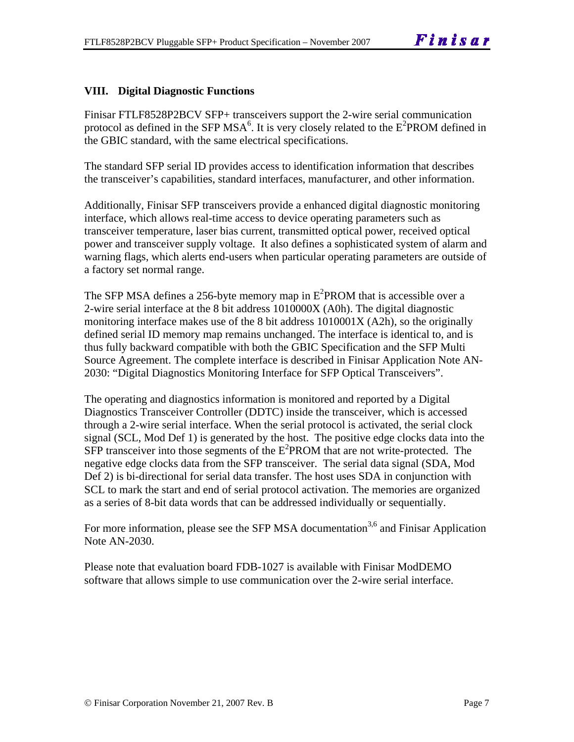## VIII. Digital Diagnostic Functions

Finisar FTLF8528P2BCV SFP+ transceivers support the 2-wire serial communication protocol as defined in the SFP MSA[6]. It is very closely related to the $E^2$PROM defined in the GBIC standard, with the same electrical specifications.

The standard SFP serial ID provides access to identification information that describes the transceiver's capabilities, standard interfaces, manufacturer, and other information.

Additionally, Finisar SFP transceivers provide a enhanced digital diagnostic monitoring interface, which allows real-time access to device operating parameters such as transceiver temperature, laser bias current, transmitted optical power, received optical power and transceiver supply voltage. It also defines a sophisticated system of alarm and warning flags, which alerts end-users when particular operating parameters are outside of a factory set normal range.

The SFP MSA defines a 256-byte memory map in $E^2$PROM that is accessible over a 2-wire serial interface at the 8 bit address 1010000X (A0h). The digital diagnostic monitoring interface makes use of the 8 bit address 1010001X (A2h), so the originally defined serial ID memory map remains unchanged. The interface is identical to, and is thus fully backward compatible with both the GBIC Specification and the SFP Multi Source Agreement. The complete interface is described in Finisar Application Note AN-2030: "Digital Diagnostics Monitoring Interface for SFP Optical Transceivers".

The operating and diagnostics information is monitored and reported by a Digital Diagnostics Transceiver Controller (DDTC) inside the transceiver, which is accessed through a 2-wire serial interface. When the serial protocol is activated, the serial clock signal (SCL, Mod Def 1) is generated by the host. The positive edge clocks data into the SFP transceiver into those segments of the $E^2$PROM that are not write-protected. The negative edge clocks data from the SFP transceiver. The serial data signal (SDA, Mod Def 2) is bi-directional for serial data transfer. The host uses SDA in conjunction with SCL to mark the start and end of serial protocol activation. The memories are organized as a series of 8-bit data words that can be addressed individually or sequentially.

For more information, please see the SFP MSA documentation[3,6] and Finisar Application Note AN-2030.

Please note that evaluation board FDB-1027 is available with Finisar ModDEMO software that allows simple to use communication over the 2-wire serial interface.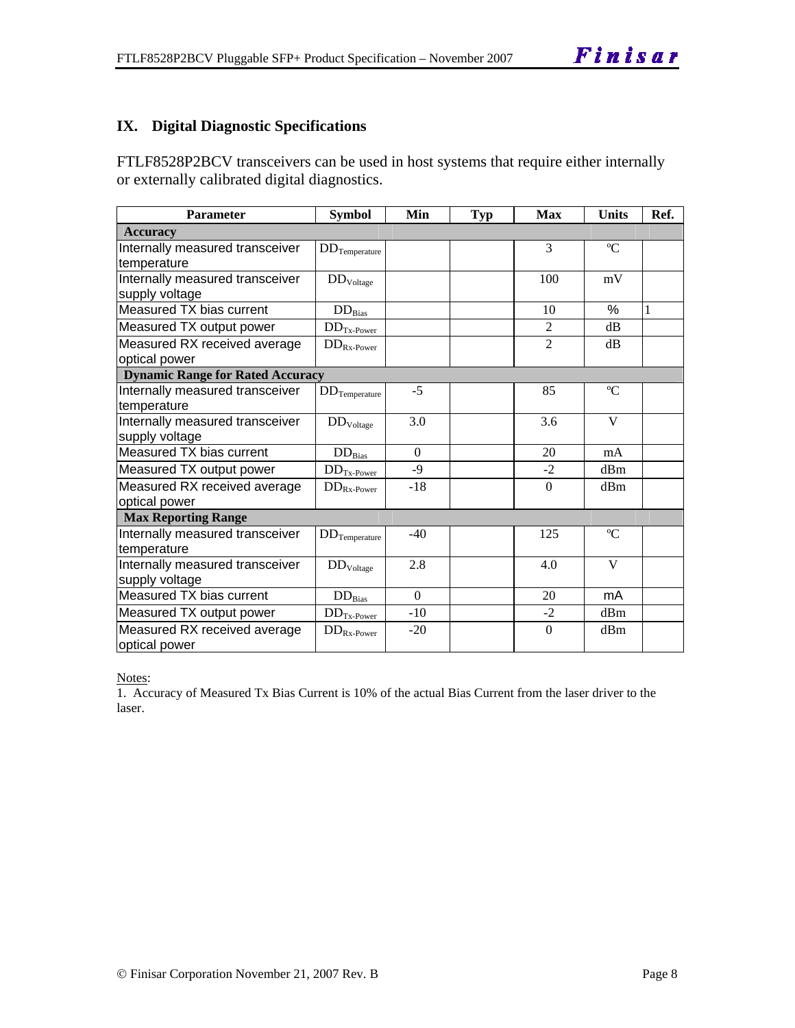## IX. Digital Diagnostic Specifications

FTLF8528P2BCV transceivers can be used in host systems that require either internally or externally calibrated digital diagnostics.

| Parameter | Symbol | Min | Typ | Max | Units | Ref. |
|---|---|---|---|---|---|---|
| **Accuracy** | | | | | | |
| Internally measured transceiver temperature | $DD_{Temperature}$ | | | 3 | ºC | |
| Internally measured transceiver supply voltage | $DD_{Voltage}$ | | | 100 | mV | |
| Measured TX bias current | $DD_{Bias}$ | | | 10 | % | 1 |
| Measured TX output power | $DD_{Tx\text{-}Power}$ | | | 2 | dB | |
| Measured RX received average optical power | $DD_{Rx\text{-}Power}$ | | | 2 | dB | |
| **Dynamic Range for Rated Accuracy** | | | | | | |
| Internally measured transceiver temperature | $DD_{Temperature}$ | -5 | | 85 | ºC | |
| Internally measured transceiver supply voltage | $DD_{Voltage}$ | 3.0 | | 3.6 | V | |
| Measured TX bias current | $DD_{Bias}$ | 0 | | 20 | mA | |
| Measured TX output power | $DD_{Tx\text{-}Power}$ | -9 | | -2 | dBm | |
| Measured RX received average optical power | $DD_{Rx\text{-}Power}$ | -18 | | 0 | dBm | |
| **Max Reporting Range** | | | | | | |
| Internally measured transceiver temperature | $DD_{Temperature}$ | -40 | | 125 | ºC | |
| Internally measured transceiver supply voltage | $DD_{Voltage}$ | 2.8 | | 4.0 | V | |
| Measured TX bias current | $DD_{Bias}$ | 0 | | 20 | mA | |
| Measured TX output power | $DD_{Tx\text{-}Power}$ | -10 | | -2 | dBm | |
| Measured RX received average optical power | $DD_{Rx\text{-}Power}$ | -20 | | 0 | dBm | |

Notes:

1. Accuracy of Measured Tx Bias Current is 10% of the actual Bias Current from the laser driver to the laser.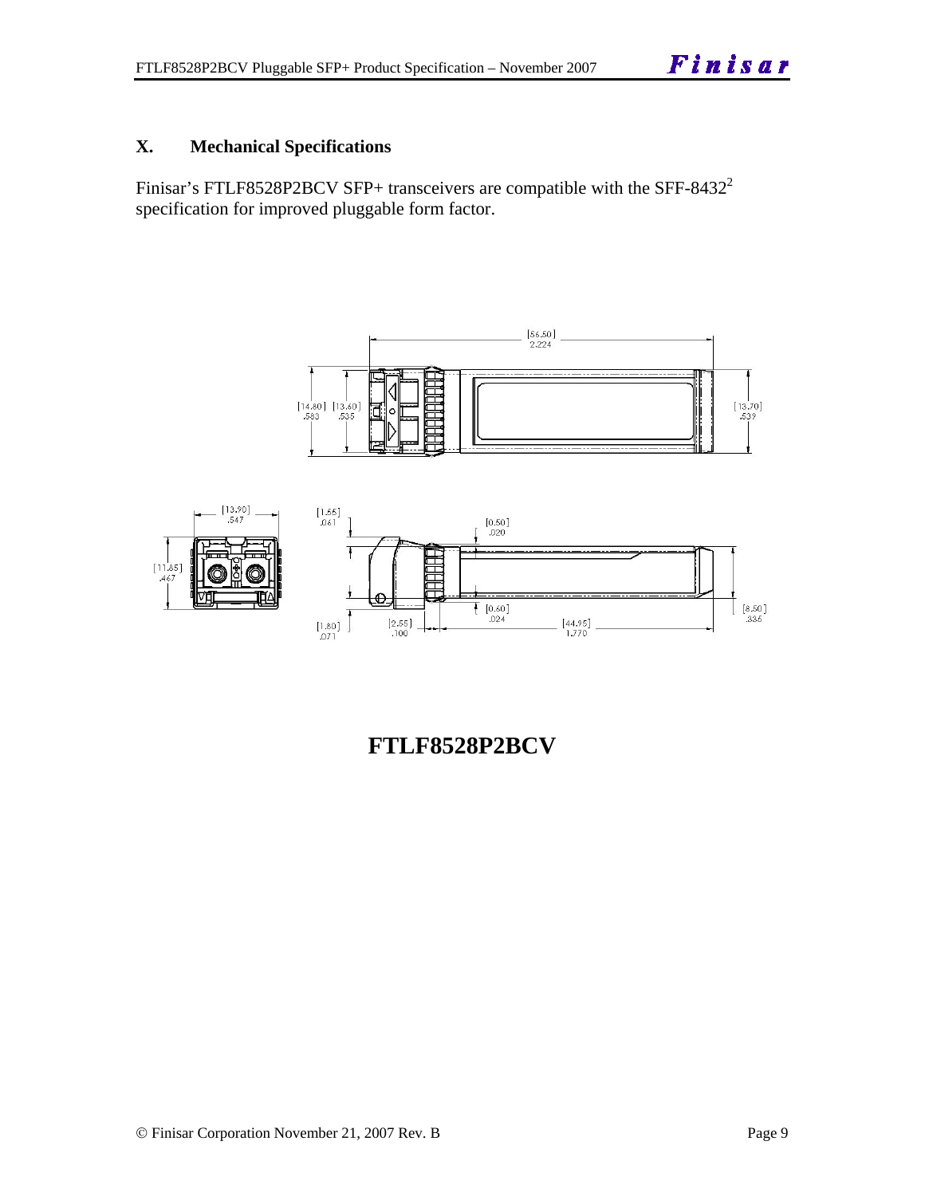## X. Mechanical Specifications

Finisar's FTLF8528P2BCV SFP+ transceivers are compatible with the SFF-8432[2] specification for improved pluggable form factor.

**FTLF8528P2BCV**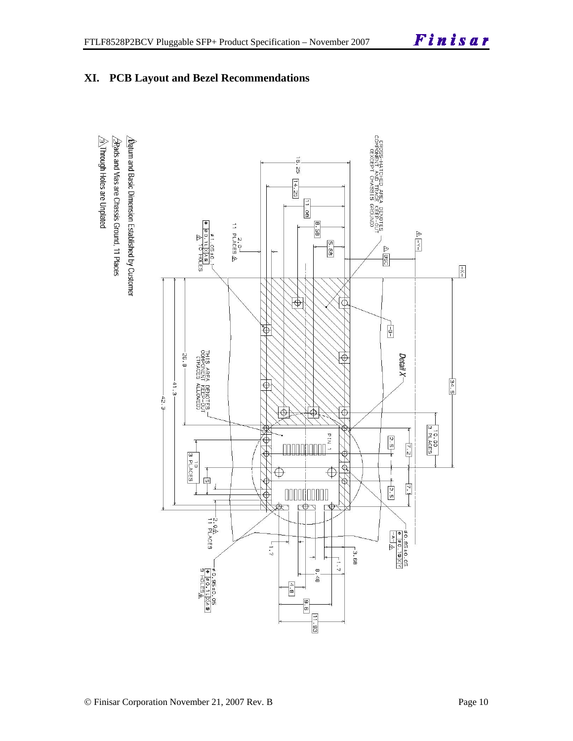## XI. PCB Layout and Bezel Recommendations

CROSS-HATCHED AREA DENOTES COMPONENT AND TRACE KEEP-OUT (EXCEPT CHASSIS GROUND)

THIS AREA DENOTES COMPONENT KEEP-OUT (TRACES ALLOWED)

Detail X

PIN 1

16.25, 14.25, 11.08, 8.58, 5.68, 8.5C, 34.5, 10.00 3 PLACES, 7.2, 2.5, 7.1, 2.5, 26.8, 41.3, 42.3, 10 3 PLACES, 5, 1.7, 3.68, 1.7, 8.48, 4.8, 9.6, 11.93

2.0 11 PLACES ⚠2

⌀1.05±0.1 ⌖ ⌀0.1 L X A S 16 HOLES ⚠3

⌀0.85±0.05 ⌖ ⌀0.1 S X Y ⚠1

2.0 ⚠2 11 PLACES

⌀0.85±0.05 ⌖ ⌀0.1 L X A S 9 HOLES ⚠3

⚠1 Datum and Basic Dimension Established by Customer

⚠2 Pads and Vias are Chassis Ground, 11 Places

⚠3 Through Holes are Unplated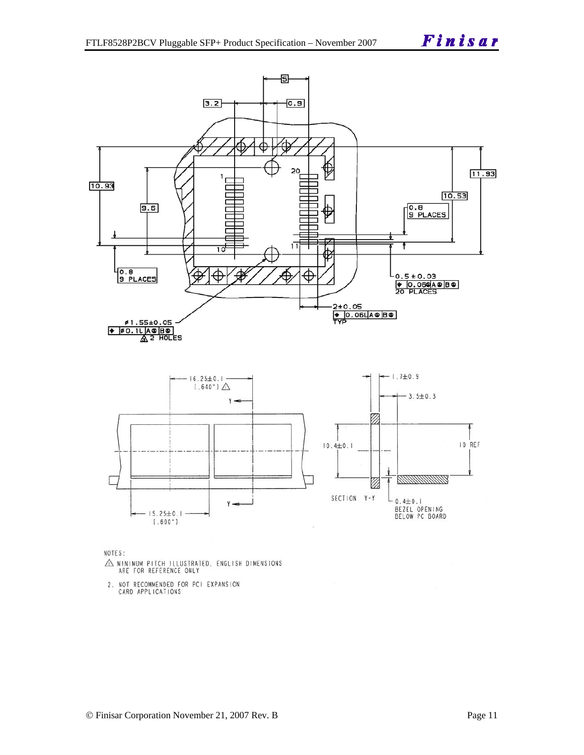NOTES:

1. MINIMUM PITCH ILLUSTRATED, ENGLISH DIMENSIONS ARE FOR REFERENCE ONLY

2. NOT RECOMMENDED FOR PCI EXPANSION CARD APPLICATIONS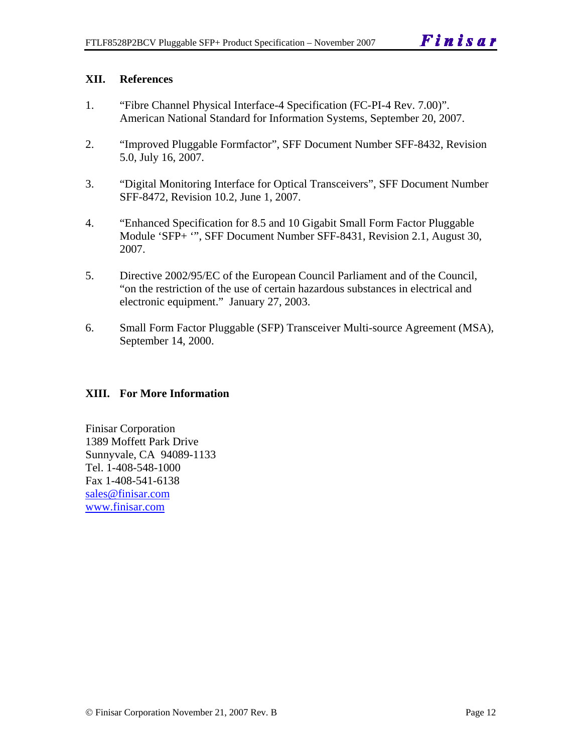## XII. References

1. "Fibre Channel Physical Interface-4 Specification (FC-PI-4 Rev. 7.00)". American National Standard for Information Systems, September 20, 2007.

2. "Improved Pluggable Formfactor", SFF Document Number SFF-8432, Revision 5.0, July 16, 2007.

3. "Digital Monitoring Interface for Optical Transceivers", SFF Document Number SFF-8472, Revision 10.2, June 1, 2007.

4. "Enhanced Specification for 8.5 and 10 Gigabit Small Form Factor Pluggable Module 'SFP+ '", SFF Document Number SFF-8431, Revision 2.1, August 30, 2007.

5. Directive 2002/95/EC of the European Council Parliament and of the Council, "on the restriction of the use of certain hazardous substances in electrical and electronic equipment." January 27, 2003.

6. Small Form Factor Pluggable (SFP) Transceiver Multi-source Agreement (MSA), September 14, 2000.

## XIII. For More Information

Finisar Corporation
1389 Moffett Park Drive
Sunnyvale, CA 94089-1133
Tel. 1-408-548-1000
Fax 1-408-541-6138
sales@finisar.com
www.finisar.com